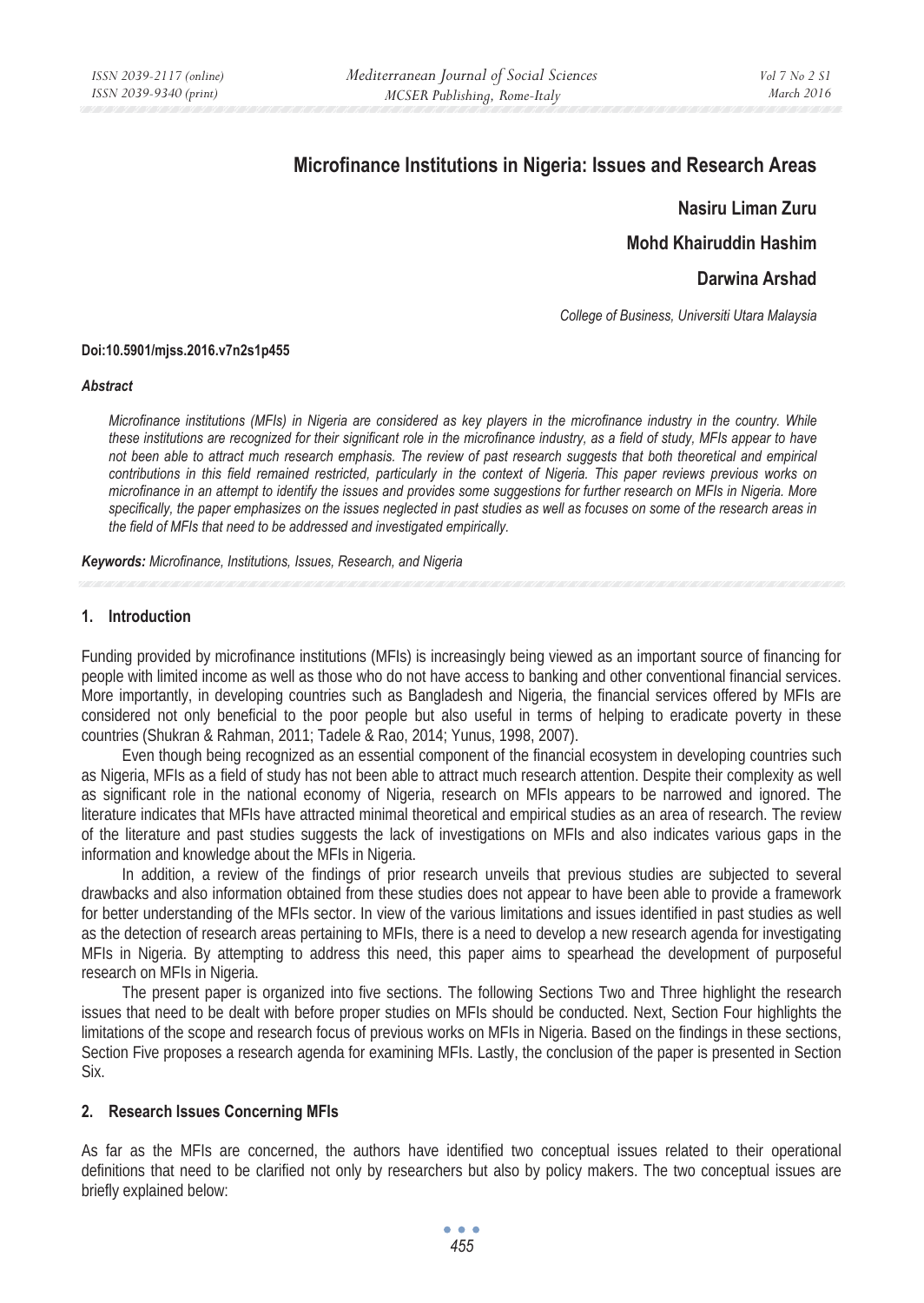# Microfinance Institutions in Nigeria: Issues and Research Areas

**Nasiru Liman Zuru**

**Mohd Khairuddin Hashim**

**Darwina Arshad**

*College of Business, Universiti Utara Malaysia*

**Doi:10.5901/mjss.2016.v7n2s1p455**

***Abstract***

*Microfinance institutions (MFIs) in Nigeria are considered as key players in the microfinance industry in the country. While these institutions are recognized for their significant role in the microfinance industry, as a field of study, MFIs appear to have not been able to attract much research emphasis. The review of past research suggests that both theoretical and empirical contributions in this field remained restricted, particularly in the context of Nigeria. This paper reviews previous works on microfinance in an attempt to identify the issues and provides some suggestions for further research on MFIs in Nigeria. More specifically, the paper emphasizes on the issues neglected in past studies as well as focuses on some of the research areas in the field of MFIs that need to be addressed and investigated empirically.*

***Keywords:*** *Microfinance, Institutions, Issues, Research, and Nigeria*

## 1. Introduction

Funding provided by microfinance institutions (MFIs) is increasingly being viewed as an important source of financing for people with limited income as well as those who do not have access to banking and other conventional financial services. More importantly, in developing countries such as Bangladesh and Nigeria, the financial services offered by MFIs are considered not only beneficial to the poor people but also useful in terms of helping to eradicate poverty in these countries (Shukran & Rahman, 2011; Tadele & Rao, 2014; Yunus, 1998, 2007).

Even though being recognized as an essential component of the financial ecosystem in developing countries such as Nigeria, MFIs as a field of study has not been able to attract much research attention. Despite their complexity as well as significant role in the national economy of Nigeria, research on MFIs appears to be narrowed and ignored. The literature indicates that MFIs have attracted minimal theoretical and empirical studies as an area of research. The review of the literature and past studies suggests the lack of investigations on MFIs and also indicates various gaps in the information and knowledge about the MFIs in Nigeria.

In addition, a review of the findings of prior research unveils that previous studies are subjected to several drawbacks and also information obtained from these studies does not appear to have been able to provide a framework for better understanding of the MFIs sector. In view of the various limitations and issues identified in past studies as well as the detection of research areas pertaining to MFIs, there is a need to develop a new research agenda for investigating MFIs in Nigeria. By attempting to address this need, this paper aims to spearhead the development of purposeful research on MFIs in Nigeria.

The present paper is organized into five sections. The following Sections Two and Three highlight the research issues that need to be dealt with before proper studies on MFIs should be conducted. Next, Section Four highlights the limitations of the scope and research focus of previous works on MFIs in Nigeria. Based on the findings in these sections, Section Five proposes a research agenda for examining MFIs. Lastly, the conclusion of the paper is presented in Section Six.

## 2. Research Issues Concerning MFIs

As far as the MFIs are concerned, the authors have identified two conceptual issues related to their operational definitions that need to be clarified not only by researchers but also by policy makers. The two conceptual issues are briefly explained below: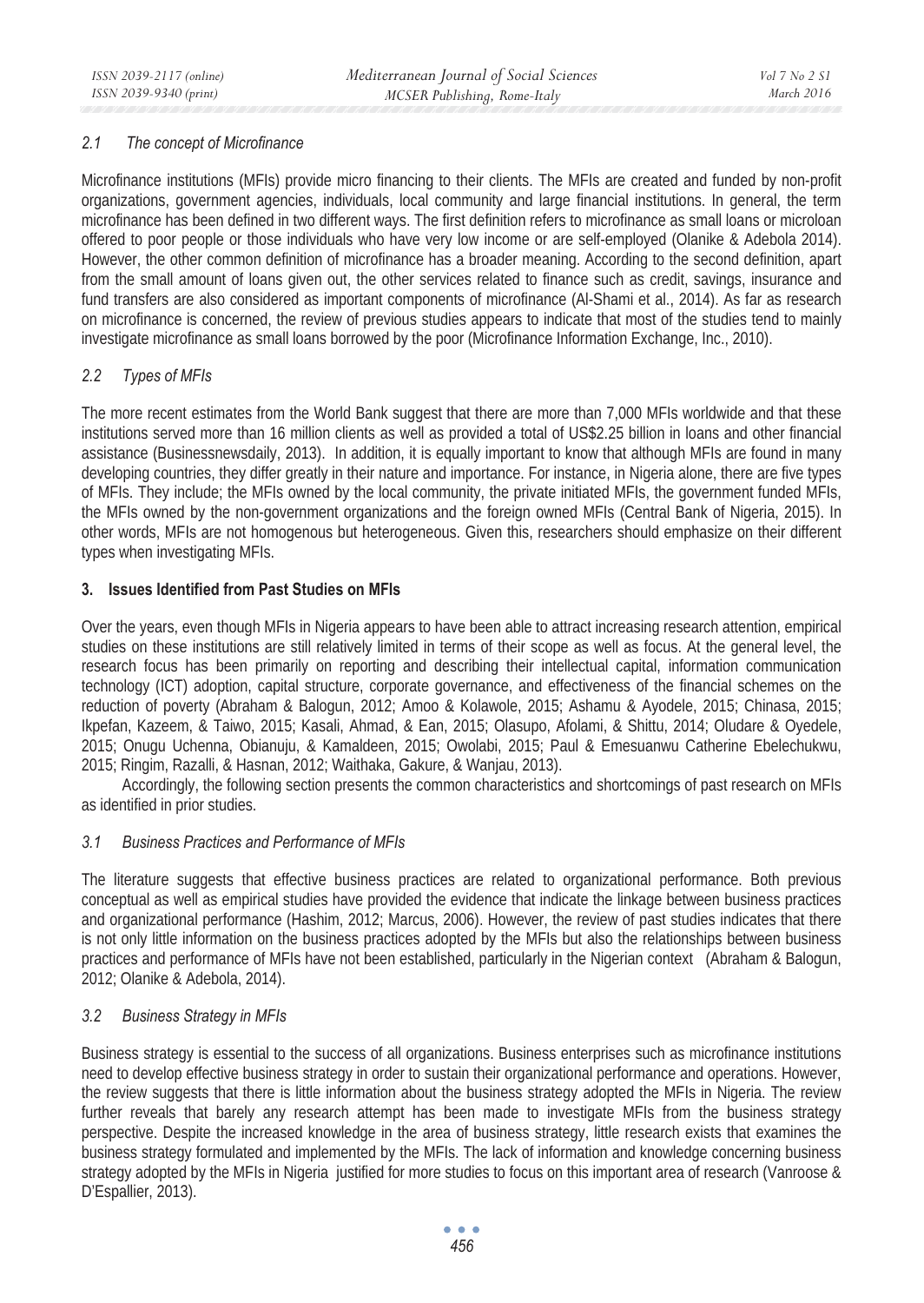### 2.1 The concept of Microfinance

Microfinance institutions (MFIs) provide micro financing to their clients. The MFIs are created and funded by non-profit organizations, government agencies, individuals, local community and large financial institutions. In general, the term microfinance has been defined in two different ways. The first definition refers to microfinance as small loans or microloan offered to poor people or those individuals who have very low income or are self-employed (Olanike & Adebola 2014). However, the other common definition of microfinance has a broader meaning. According to the second definition, apart from the small amount of loans given out, the other services related to finance such as credit, savings, insurance and fund transfers are also considered as important components of microfinance (Al-Shami et al., 2014). As far as research on microfinance is concerned, the review of previous studies appears to indicate that most of the studies tend to mainly investigate microfinance as small loans borrowed by the poor (Microfinance Information Exchange, Inc., 2010).

### 2.2 Types of MFIs

The more recent estimates from the World Bank suggest that there are more than 7,000 MFIs worldwide and that these institutions served more than 16 million clients as well as provided a total of US$2.25 billion in loans and other financial assistance (Businessnewsdaily, 2013). In addition, it is equally important to know that although MFIs are found in many developing countries, they differ greatly in their nature and importance. For instance, in Nigeria alone, there are five types of MFIs. They include; the MFIs owned by the local community, the private initiated MFIs, the government funded MFIs, the MFIs owned by the non-government organizations and the foreign owned MFIs (Central Bank of Nigeria, 2015). In other words, MFIs are not homogenous but heterogeneous. Given this, researchers should emphasize on their different types when investigating MFIs.

## 3. Issues Identified from Past Studies on MFIs

Over the years, even though MFIs in Nigeria appears to have been able to attract increasing research attention, empirical studies on these institutions are still relatively limited in terms of their scope as well as focus. At the general level, the research focus has been primarily on reporting and describing their intellectual capital, information communication technology (ICT) adoption, capital structure, corporate governance, and effectiveness of the financial schemes on the reduction of poverty (Abraham & Balogun, 2012; Amoo & Kolawole, 2015; Ashamu & Ayodele, 2015; Chinasa, 2015; Ikpefan, Kazeem, & Taiwo, 2015; Kasali, Ahmad, & Ean, 2015; Olasupo, Afolami, & Shittu, 2014; Oludare & Oyedele, 2015; Onugu Uchenna, Obianuju, & Kamaldeen, 2015; Owolabi, 2015; Paul & Emesuanwu Catherine Ebelechukwu, 2015; Ringim, Razalli, & Hasnan, 2012; Waithaka, Gakure, & Wanjau, 2013).

Accordingly, the following section presents the common characteristics and shortcomings of past research on MFIs as identified in prior studies.

### 3.1 Business Practices and Performance of MFIs

The literature suggests that effective business practices are related to organizational performance. Both previous conceptual as well as empirical studies have provided the evidence that indicate the linkage between business practices and organizational performance (Hashim, 2012; Marcus, 2006). However, the review of past studies indicates that there is not only little information on the business practices adopted by the MFIs but also the relationships between business practices and performance of MFIs have not been established, particularly in the Nigerian context (Abraham & Balogun, 2012; Olanike & Adebola, 2014).

### 3.2 Business Strategy in MFIs

Business strategy is essential to the success of all organizations. Business enterprises such as microfinance institutions need to develop effective business strategy in order to sustain their organizational performance and operations. However, the review suggests that there is little information about the business strategy adopted the MFIs in Nigeria. The review further reveals that barely any research attempt has been made to investigate MFIs from the business strategy perspective. Despite the increased knowledge in the area of business strategy, little research exists that examines the business strategy formulated and implemented by the MFIs. The lack of information and knowledge concerning business strategy adopted by the MFIs in Nigeria justified for more studies to focus on this important area of research (Vanroose & D'Espallier, 2013).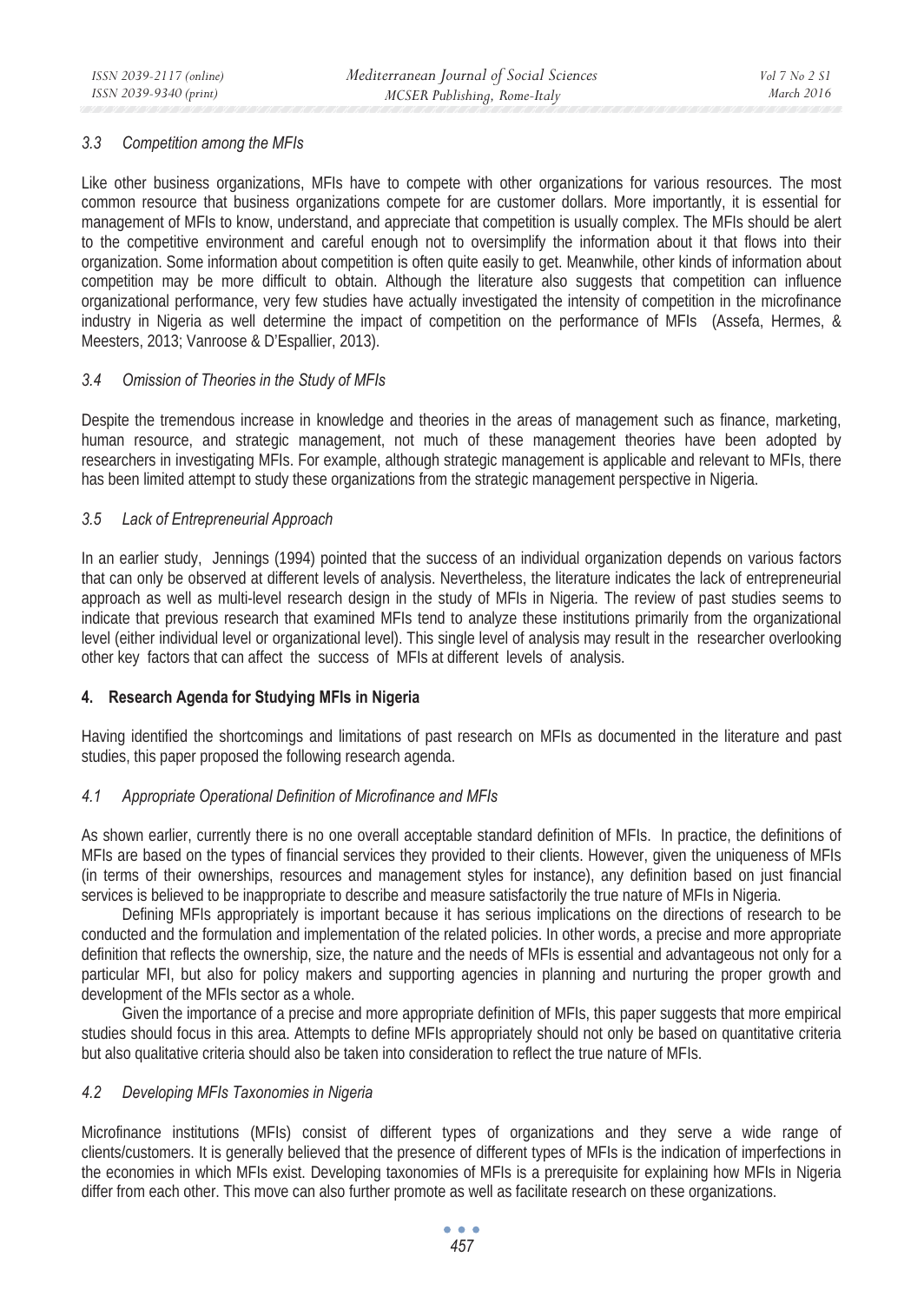### 3.3 Competition among the MFIs

Like other business organizations, MFIs have to compete with other organizations for various resources. The most common resource that business organizations compete for are customer dollars. More importantly, it is essential for management of MFIs to know, understand, and appreciate that competition is usually complex. The MFIs should be alert to the competitive environment and careful enough not to oversimplify the information about it that flows into their organization. Some information about competition is often quite easily to get. Meanwhile, other kinds of information about competition may be more difficult to obtain. Although the literature also suggests that competition can influence organizational performance, very few studies have actually investigated the intensity of competition in the microfinance industry in Nigeria as well determine the impact of competition on the performance of MFIs (Assefa, Hermes, & Meesters, 2013; Vanroose & D'Espallier, 2013).

### 3.4 Omission of Theories in the Study of MFIs

Despite the tremendous increase in knowledge and theories in the areas of management such as finance, marketing, human resource, and strategic management, not much of these management theories have been adopted by researchers in investigating MFIs. For example, although strategic management is applicable and relevant to MFIs, there has been limited attempt to study these organizations from the strategic management perspective in Nigeria.

### 3.5 Lack of Entrepreneurial Approach

In an earlier study, Jennings (1994) pointed that the success of an individual organization depends on various factors that can only be observed at different levels of analysis. Nevertheless, the literature indicates the lack of entrepreneurial approach as well as multi-level research design in the study of MFIs in Nigeria. The review of past studies seems to indicate that previous research that examined MFIs tend to analyze these institutions primarily from the organizational level (either individual level or organizational level). This single level of analysis may result in the researcher overlooking other key factors that can affect the success of MFIs at different levels of analysis.

## 4. Research Agenda for Studying MFIs in Nigeria

Having identified the shortcomings and limitations of past research on MFIs as documented in the literature and past studies, this paper proposed the following research agenda.

### 4.1 Appropriate Operational Definition of Microfinance and MFIs

As shown earlier, currently there is no one overall acceptable standard definition of MFIs. In practice, the definitions of MFIs are based on the types of financial services they provided to their clients. However, given the uniqueness of MFIs (in terms of their ownerships, resources and management styles for instance), any definition based on just financial services is believed to be inappropriate to describe and measure satisfactorily the true nature of MFIs in Nigeria.

Defining MFIs appropriately is important because it has serious implications on the directions of research to be conducted and the formulation and implementation of the related policies. In other words, a precise and more appropriate definition that reflects the ownership, size, the nature and the needs of MFIs is essential and advantageous not only for a particular MFI, but also for policy makers and supporting agencies in planning and nurturing the proper growth and development of the MFIs sector as a whole.

Given the importance of a precise and more appropriate definition of MFIs, this paper suggests that more empirical studies should focus in this area. Attempts to define MFIs appropriately should not only be based on quantitative criteria but also qualitative criteria should also be taken into consideration to reflect the true nature of MFIs.

### 4.2 Developing MFIs Taxonomies in Nigeria

Microfinance institutions (MFIs) consist of different types of organizations and they serve a wide range of clients/customers. It is generally believed that the presence of different types of MFIs is the indication of imperfections in the economies in which MFIs exist. Developing taxonomies of MFIs is a prerequisite for explaining how MFIs in Nigeria differ from each other. This move can also further promote as well as facilitate research on these organizations.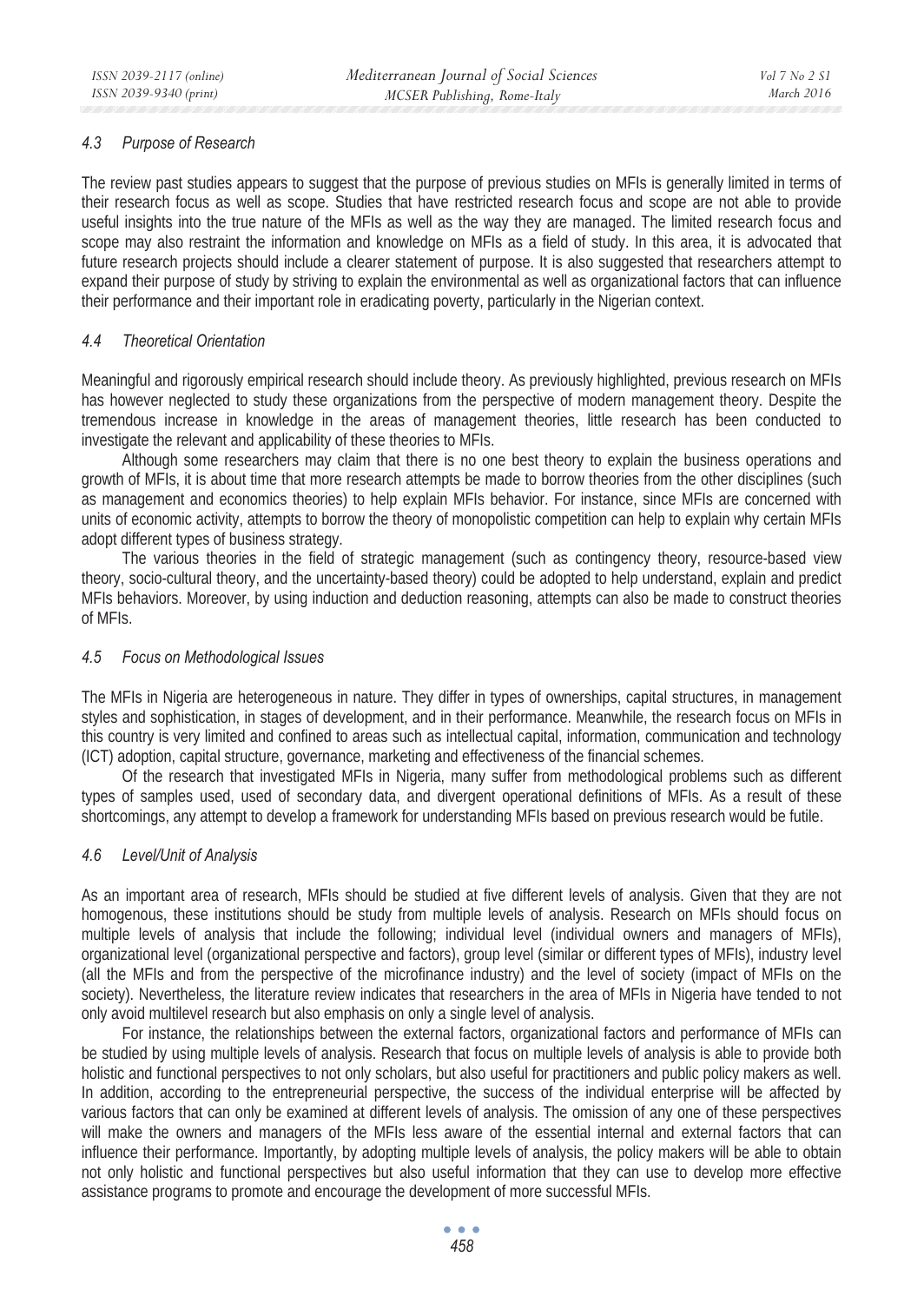### 4.3 Purpose of Research

The review past studies appears to suggest that the purpose of previous studies on MFIs is generally limited in terms of their research focus as well as scope. Studies that have restricted research focus and scope are not able to provide useful insights into the true nature of the MFIs as well as the way they are managed. The limited research focus and scope may also restraint the information and knowledge on MFIs as a field of study. In this area, it is advocated that future research projects should include a clearer statement of purpose. It is also suggested that researchers attempt to expand their purpose of study by striving to explain the environmental as well as organizational factors that can influence their performance and their important role in eradicating poverty, particularly in the Nigerian context.

### 4.4 Theoretical Orientation

Meaningful and rigorously empirical research should include theory. As previously highlighted, previous research on MFIs has however neglected to study these organizations from the perspective of modern management theory. Despite the tremendous increase in knowledge in the areas of management theories, little research has been conducted to investigate the relevant and applicability of these theories to MFIs.

Although some researchers may claim that there is no one best theory to explain the business operations and growth of MFIs, it is about time that more research attempts be made to borrow theories from the other disciplines (such as management and economics theories) to help explain MFIs behavior. For instance, since MFIs are concerned with units of economic activity, attempts to borrow the theory of monopolistic competition can help to explain why certain MFIs adopt different types of business strategy.

The various theories in the field of strategic management (such as contingency theory, resource-based view theory, socio-cultural theory, and the uncertainty-based theory) could be adopted to help understand, explain and predict MFIs behaviors. Moreover, by using induction and deduction reasoning, attempts can also be made to construct theories of MFIs.

### 4.5 Focus on Methodological Issues

The MFIs in Nigeria are heterogeneous in nature. They differ in types of ownerships, capital structures, in management styles and sophistication, in stages of development, and in their performance. Meanwhile, the research focus on MFIs in this country is very limited and confined to areas such as intellectual capital, information, communication and technology (ICT) adoption, capital structure, governance, marketing and effectiveness of the financial schemes.

Of the research that investigated MFIs in Nigeria, many suffer from methodological problems such as different types of samples used, used of secondary data, and divergent operational definitions of MFIs. As a result of these shortcomings, any attempt to develop a framework for understanding MFIs based on previous research would be futile.

### 4.6 Level/Unit of Analysis

As an important area of research, MFIs should be studied at five different levels of analysis. Given that they are not homogenous, these institutions should be study from multiple levels of analysis. Research on MFIs should focus on multiple levels of analysis that include the following; individual level (individual owners and managers of MFIs), organizational level (organizational perspective and factors), group level (similar or different types of MFIs), industry level (all the MFIs and from the perspective of the microfinance industry) and the level of society (impact of MFIs on the society). Nevertheless, the literature review indicates that researchers in the area of MFIs in Nigeria have tended to not only avoid multilevel research but also emphasis on only a single level of analysis.

For instance, the relationships between the external factors, organizational factors and performance of MFIs can be studied by using multiple levels of analysis. Research that focus on multiple levels of analysis is able to provide both holistic and functional perspectives to not only scholars, but also useful for practitioners and public policy makers as well. In addition, according to the entrepreneurial perspective, the success of the individual enterprise will be affected by various factors that can only be examined at different levels of analysis. The omission of any one of these perspectives will make the owners and managers of the MFIs less aware of the essential internal and external factors that can influence their performance. Importantly, by adopting multiple levels of analysis, the policy makers will be able to obtain not only holistic and functional perspectives but also useful information that they can use to develop more effective assistance programs to promote and encourage the development of more successful MFIs.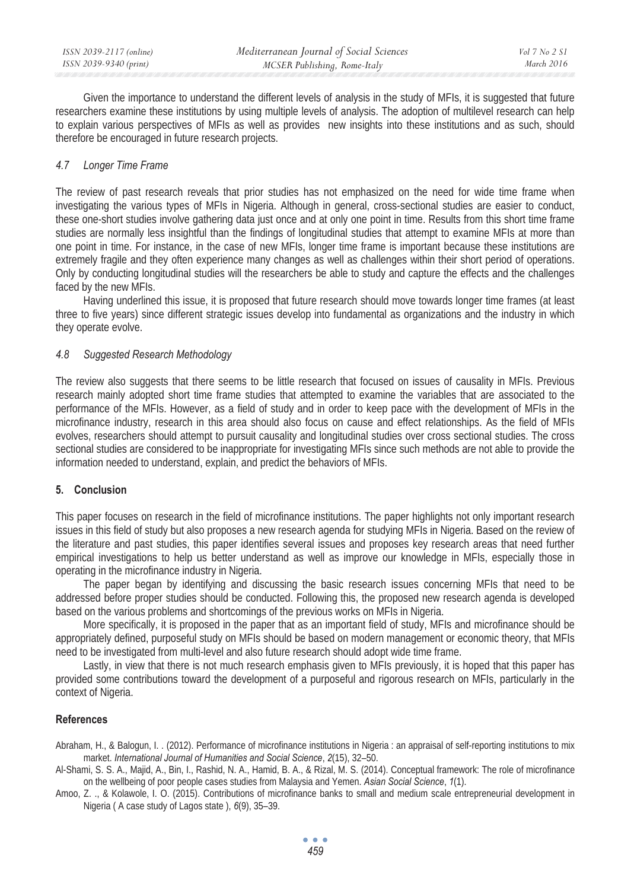Given the importance to understand the different levels of analysis in the study of MFIs, it is suggested that future researchers examine these institutions by using multiple levels of analysis. The adoption of multilevel research can help to explain various perspectives of MFIs as well as provides new insights into these institutions and as such, should therefore be encouraged in future research projects.

### 4.7 Longer Time Frame

The review of past research reveals that prior studies has not emphasized on the need for wide time frame when investigating the various types of MFIs in Nigeria. Although in general, cross-sectional studies are easier to conduct, these one-short studies involve gathering data just once and at only one point in time. Results from this short time frame studies are normally less insightful than the findings of longitudinal studies that attempt to examine MFIs at more than one point in time. For instance, in the case of new MFIs, longer time frame is important because these institutions are extremely fragile and they often experience many changes as well as challenges within their short period of operations. Only by conducting longitudinal studies will the researchers be able to study and capture the effects and the challenges faced by the new MFIs.

Having underlined this issue, it is proposed that future research should move towards longer time frames (at least three to five years) since different strategic issues develop into fundamental as organizations and the industry in which they operate evolve.

### 4.8 Suggested Research Methodology

The review also suggests that there seems to be little research that focused on issues of causality in MFIs. Previous research mainly adopted short time frame studies that attempted to examine the variables that are associated to the performance of the MFIs. However, as a field of study and in order to keep pace with the development of MFIs in the microfinance industry, research in this area should also focus on cause and effect relationships. As the field of MFIs evolves, researchers should attempt to pursuit causality and longitudinal studies over cross sectional studies. The cross sectional studies are considered to be inappropriate for investigating MFIs since such methods are not able to provide the information needed to understand, explain, and predict the behaviors of MFIs.

## 5. Conclusion

This paper focuses on research in the field of microfinance institutions. The paper highlights not only important research issues in this field of study but also proposes a new research agenda for studying MFIs in Nigeria. Based on the review of the literature and past studies, this paper identifies several issues and proposes key research areas that need further empirical investigations to help us better understand as well as improve our knowledge in MFIs, especially those in operating in the microfinance industry in Nigeria.

The paper began by identifying and discussing the basic research issues concerning MFIs that need to be addressed before proper studies should be conducted. Following this, the proposed new research agenda is developed based on the various problems and shortcomings of the previous works on MFIs in Nigeria.

More specifically, it is proposed in the paper that as an important field of study, MFIs and microfinance should be appropriately defined, purposeful study on MFIs should be based on modern management or economic theory, that MFIs need to be investigated from multi-level and also future research should adopt wide time frame.

Lastly, in view that there is not much research emphasis given to MFIs previously, it is hoped that this paper has provided some contributions toward the development of a purposeful and rigorous research on MFIs, particularly in the context of Nigeria.

## References

Abraham, H., & Balogun, I. . (2012). Performance of microfinance institutions in Nigeria : an appraisal of self-reporting institutions to mix market. *International Journal of Humanities and Social Science*, *2*(15), 32–50.

Al-Shami, S. S. A., Majid, A., Bin, I., Rashid, N. A., Hamid, B. A., & Rizal, M. S. (2014). Conceptual framework: The role of microfinance on the wellbeing of poor people cases studies from Malaysia and Yemen. *Asian Social Science*, *1*(1).

Amoo, Z. ., & Kolawole, I. O. (2015). Contributions of microfinance banks to small and medium scale entrepreneurial development in Nigeria ( A case study of Lagos state ), *6*(9), 35–39.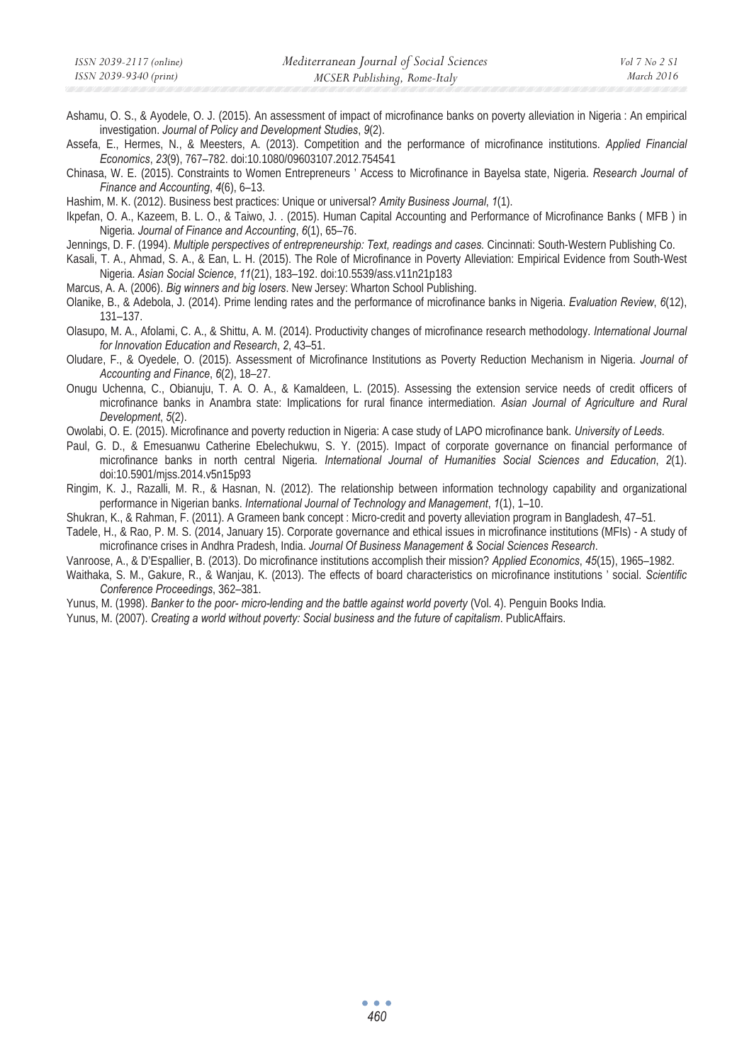Ashamu, O. S., & Ayodele, O. J. (2015). An assessment of impact of microfinance banks on poverty alleviation in Nigeria : An empirical investigation. *Journal of Policy and Development Studies*, *9*(2).

Assefa, E., Hermes, N., & Meesters, A. (2013). Competition and the performance of microfinance institutions. *Applied Financial Economics*, *23*(9), 767–782. doi:10.1080/09603107.2012.754541

Chinasa, W. E. (2015). Constraints to Women Entrepreneurs ' Access to Microfinance in Bayelsa state, Nigeria. *Research Journal of Finance and Accounting*, *4*(6), 6–13.

Hashim, M. K. (2012). Business best practices: Unique or universal? *Amity Business Journal*, *1*(1).

Ikpefan, O. A., Kazeem, B. L. O., & Taiwo, J. . (2015). Human Capital Accounting and Performance of Microfinance Banks ( MFB ) in Nigeria. *Journal of Finance and Accounting*, *6*(1), 65–76.

Jennings, D. F. (1994). *Multiple perspectives of entrepreneurship: Text, readings and cases.* Cincinnati: South-Western Publishing Co.

Kasali, T. A., Ahmad, S. A., & Ean, L. H. (2015). The Role of Microfinance in Poverty Alleviation: Empirical Evidence from South-West Nigeria. *Asian Social Science*, *11*(21), 183–192. doi:10.5539/ass.v11n21p183

Marcus, A. A. (2006). *Big winners and big losers*. New Jersey: Wharton School Publishing.

Olanike, B., & Adebola, J. (2014). Prime lending rates and the performance of microfinance banks in Nigeria. *Evaluation Review*, *6*(12), 131–137.

Olasupo, M. A., Afolami, C. A., & Shittu, A. M. (2014). Productivity changes of microfinance research methodology. *International Journal for Innovation Education and Research*, *2*, 43–51.

Oludare, F., & Oyedele, O. (2015). Assessment of Microfinance Institutions as Poverty Reduction Mechanism in Nigeria. *Journal of Accounting and Finance*, *6*(2), 18–27.

Onugu Uchenna, C., Obianuju, T. A. O. A., & Kamaldeen, L. (2015). Assessing the extension service needs of credit officers of microfinance banks in Anambra state: Implications for rural finance intermediation. *Asian Journal of Agriculture and Rural Development*, *5*(2).

Owolabi, O. E. (2015). Microfinance and poverty reduction in Nigeria: A case study of LAPO microfinance bank. *University of Leeds*.

Paul, G. D., & Emesuanwu Catherine Ebelechukwu, S. Y. (2015). Impact of corporate governance on financial performance of microfinance banks in north central Nigeria. *International Journal of Humanities Social Sciences and Education*, *2*(1). doi:10.5901/mjss.2014.v5n15p93

Ringim, K. J., Razalli, M. R., & Hasnan, N. (2012). The relationship between information technology capability and organizational performance in Nigerian banks. *International Journal of Technology and Management*, *1*(1), 1–10.

Shukran, K., & Rahman, F. (2011). A Grameen bank concept : Micro-credit and poverty alleviation program in Bangladesh, 47–51.

Tadele, H., & Rao, P. M. S. (2014, January 15). Corporate governance and ethical issues in microfinance institutions (MFIs) - A study of microfinance crises in Andhra Pradesh, India. *Journal Of Business Management & Social Sciences Research*.

Vanroose, A., & D'Espallier, B. (2013). Do microfinance institutions accomplish their mission? *Applied Economics*, *45*(15), 1965–1982.

Waithaka, S. M., Gakure, R., & Wanjau, K. (2013). The effects of board characteristics on microfinance institutions ' social. *Scientific Conference Proceedings*, 362–381.

Yunus, M. (1998). *Banker to the poor- micro-lending and the battle against world poverty* (Vol. 4). Penguin Books India.

Yunus, M. (2007). *Creating a world without poverty: Social business and the future of capitalism*. PublicAffairs.